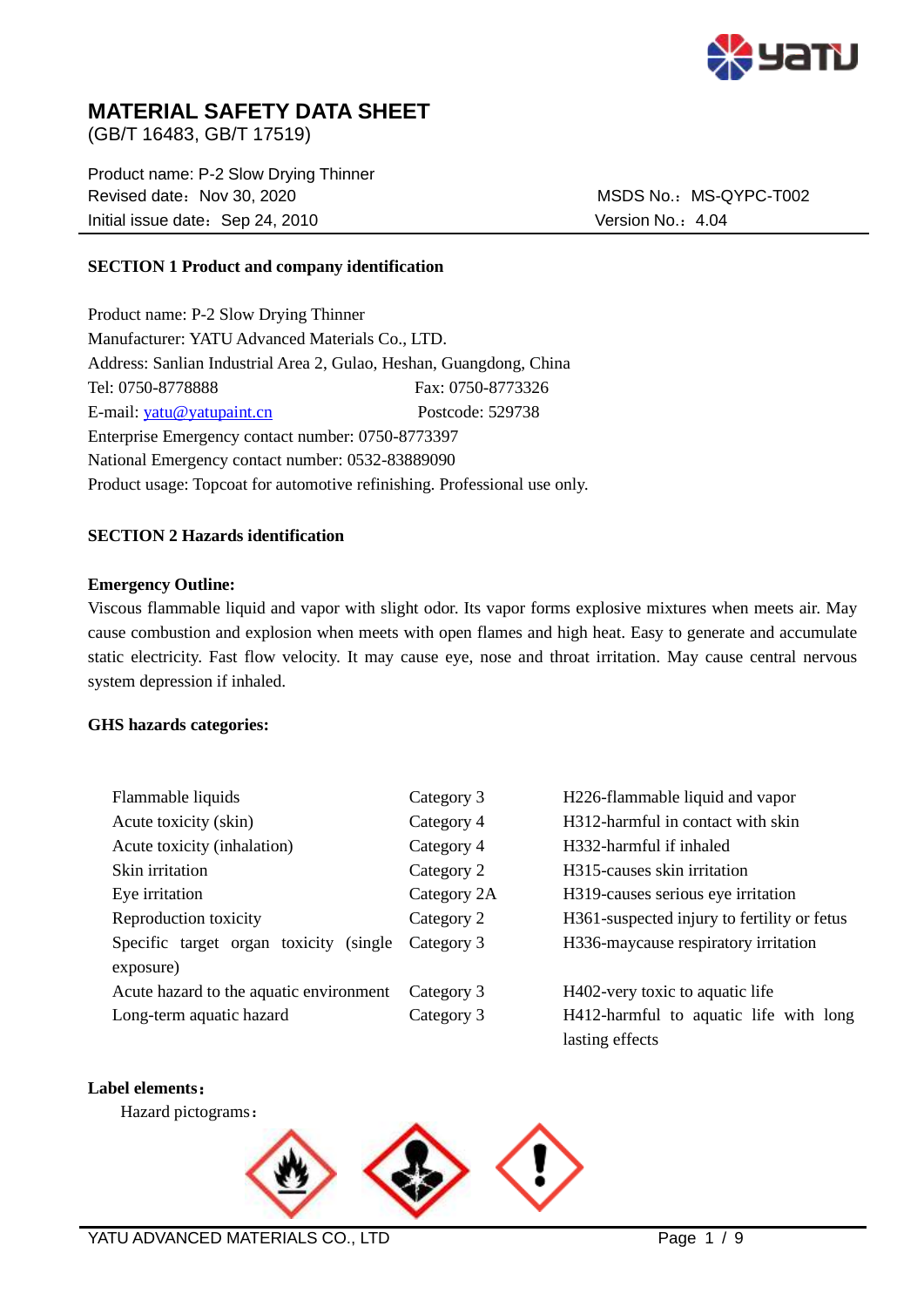# MATERIAL SAFETY DATA SHEET

(GB/T 16483, GB/T 17519)

Product name: P-2 Slow Drying Thinner
Revised date：Nov 30, 2020 MSDS No.：MS-QYPC-T002
Initial issue date：Sep 24, 2010 Version No.：4.04

## SECTION 1 Product and company identification

Product name: P-2 Slow Drying Thinner
Manufacturer: YATU Advanced Materials Co., LTD.
Address: Sanlian Industrial Area 2, Gulao, Heshan, Guangdong, China
Tel: 0750-8778888 Fax: 0750-8773326
E-mail: yatu@yatupaint.cn Postcode: 529738
Enterprise Emergency contact number: 0750-8773397
National Emergency contact number: 0532-83889090
Product usage: Topcoat for automotive refinishing. Professional use only.

## SECTION 2 Hazards identification

**Emergency Outline:**

Viscous flammable liquid and vapor with slight odor. Its vapor forms explosive mixtures when meets air. May cause combustion and explosion when meets with open flames and high heat. Easy to generate and accumulate static electricity. Fast flow velocity. It may cause eye, nose and throat irritation. May cause central nervous system depression if inhaled.

**GHS hazards categories:**

| | | |
|---|---|---|
| Flammable liquids | Category 3 | H226-flammable liquid and vapor |
| Acute toxicity (skin) | Category 4 | H312-harmful in contact with skin |
| Acute toxicity (inhalation) | Category 4 | H332-harmful if inhaled |
| Skin irritation | Category 2 | H315-causes skin irritation |
| Eye irritation | Category 2A | H319-causes serious eye irritation |
| Reproduction toxicity | Category 2 | H361-suspected injury to fertility or fetus |
| Specific target organ toxicity (single exposure) | Category 3 | H336-maycause respiratory irritation |
| Acute hazard to the aquatic environment | Category 3 | H402-very toxic to aquatic life |
| Long-term aquatic hazard | Category 3 | H412-harmful to aquatic life with long lasting effects |

**Label elements：**

Hazard pictograms：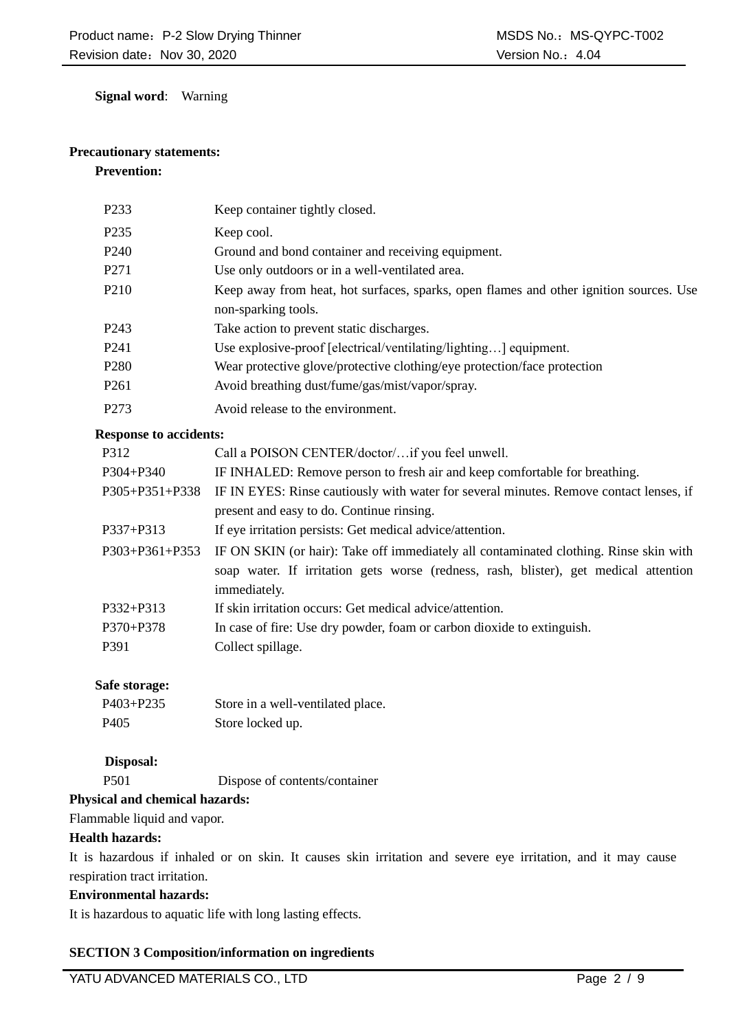**Signal word**: Warning

**Precautionary statements:**

**Prevention:**

| | |
|---|---|
| P233 | Keep container tightly closed. |
| P235 | Keep cool. |
| P240 | Ground and bond container and receiving equipment. |
| P271 | Use only outdoors or in a well-ventilated area. |
| P210 | Keep away from heat, hot surfaces, sparks, open flames and other ignition sources. Use non-sparking tools. |
| P243 | Take action to prevent static discharges. |
| P241 | Use explosive-proof [electrical/ventilating/lighting…] equipment. |
| P280 | Wear protective glove/protective clothing/eye protection/face protection |
| P261 | Avoid breathing dust/fume/gas/mist/vapor/spray. |
| P273 | Avoid release to the environment. |

**Response to accidents:**

| | |
|---|---|
| P312 | Call a POISON CENTER/doctor/…if you feel unwell. |
| P304+P340 | IF INHALED: Remove person to fresh air and keep comfortable for breathing. |
| P305+P351+P338 | IF IN EYES: Rinse cautiously with water for several minutes. Remove contact lenses, if present and easy to do. Continue rinsing. |
| P337+P313 | If eye irritation persists: Get medical advice/attention. |
| P303+P361+P353 | IF ON SKIN (or hair): Take off immediately all contaminated clothing. Rinse skin with soap water. If irritation gets worse (redness, rash, blister), get medical attention immediately. |
| P332+P313 | If skin irritation occurs: Get medical advice/attention. |
| P370+P378 | In case of fire: Use dry powder, foam or carbon dioxide to extinguish. |
| P391 | Collect spillage. |

**Safe storage:**

| | |
|---|---|
| P403+P235 | Store in a well-ventilated place. |
| P405 | Store locked up. |

**Disposal:**

| | |
|---|---|
| P501 | Dispose of contents/container |

**Physical and chemical hazards:**

Flammable liquid and vapor.

**Health hazards:**

It is hazardous if inhaled or on skin. It causes skin irritation and severe eye irritation, and it may cause respiration tract irritation.

**Environmental hazards:**

It is hazardous to aquatic life with long lasting effects.

## SECTION 3 Composition/information on ingredients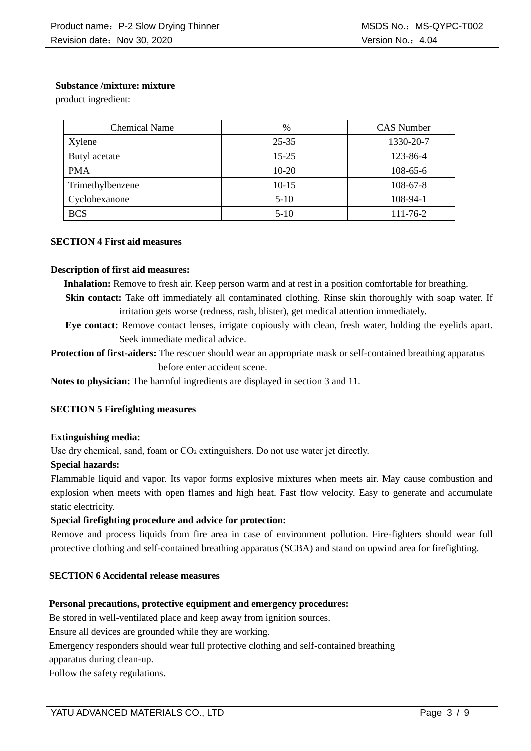**Substance /mixture: mixture**

product ingredient:

| Chemical Name | % | CAS Number |
|---|---|---|
| Xylene | 25-35 | 1330-20-7 |
| Butyl acetate | 15-25 | 123-86-4 |
| PMA | 10-20 | 108-65-6 |
| Trimethylbenzene | 10-15 | 108-67-8 |
| Cyclohexanone | 5-10 | 108-94-1 |
| BCS | 5-10 | 111-76-2 |

## SECTION 4 First aid measures

**Description of first aid measures:**

**Inhalation:** Remove to fresh air. Keep person warm and at rest in a position comfortable for breathing.

**Skin contact:** Take off immediately all contaminated clothing. Rinse skin thoroughly with soap water. If irritation gets worse (redness, rash, blister), get medical attention immediately.

**Eye contact:** Remove contact lenses, irrigate copiously with clean, fresh water, holding the eyelids apart. Seek immediate medical advice.

**Protection of first-aiders:** The rescuer should wear an appropriate mask or self-contained breathing apparatus before enter accident scene.

**Notes to physician:** The harmful ingredients are displayed in section 3 and 11.

## SECTION 5 Firefighting measures

**Extinguishing media:**

Use dry chemical, sand, foam or $CO_2$ extinguishers. Do not use water jet directly.

**Special hazards:**

Flammable liquid and vapor. Its vapor forms explosive mixtures when meets air. May cause combustion and explosion when meets with open flames and high heat. Fast flow velocity. Easy to generate and accumulate static electricity.

**Special firefighting procedure and advice for protection:**

Remove and process liquids from fire area in case of environment pollution. Fire-fighters should wear full protective clothing and self-contained breathing apparatus (SCBA) and stand on upwind area for firefighting.

## SECTION 6 Accidental release measures

**Personal precautions, protective equipment and emergency procedures:**

Be stored in well-ventilated place and keep away from ignition sources.

Ensure all devices are grounded while they are working.

Emergency responders should wear full protective clothing and self-contained breathing apparatus during clean-up.

Follow the safety regulations.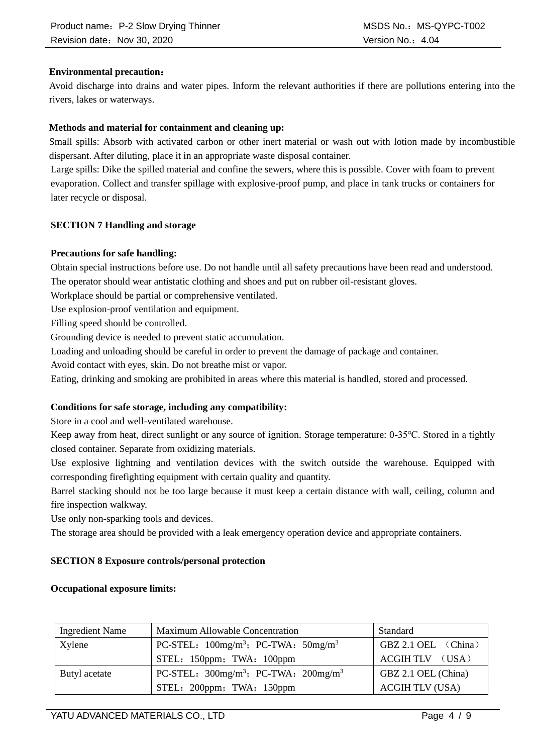**Environmental precaution：**

Avoid discharge into drains and water pipes. Inform the relevant authorities if there are pollutions entering into the rivers, lakes or waterways.

**Methods and material for containment and cleaning up:**

Small spills: Absorb with activated carbon or other inert material or wash out with lotion made by incombustible dispersant. After diluting, place it in an appropriate waste disposal container.

Large spills: Dike the spilled material and confine the sewers, where this is possible. Cover with foam to prevent evaporation. Collect and transfer spillage with explosive-proof pump, and place in tank trucks or containers for later recycle or disposal.

## SECTION 7 Handling and storage

**Precautions for safe handling:**

Obtain special instructions before use. Do not handle until all safety precautions have been read and understood.

The operator should wear antistatic clothing and shoes and put on rubber oil-resistant gloves.

Workplace should be partial or comprehensive ventilated.

Use explosion-proof ventilation and equipment.

Filling speed should be controlled.

Grounding device is needed to prevent static accumulation.

Loading and unloading should be careful in order to prevent the damage of package and container.

Avoid contact with eyes, skin. Do not breathe mist or vapor.

Eating, drinking and smoking are prohibited in areas where this material is handled, stored and processed.

**Conditions for safe storage, including any compatibility:**

Store in a cool and well-ventilated warehouse.

Keep away from heat, direct sunlight or any source of ignition. Storage temperature: 0-35°C. Stored in a tightly closed container. Separate from oxidizing materials.

Use explosive lightning and ventilation devices with the switch outside the warehouse. Equipped with corresponding firefighting equipment with certain quality and quantity.

Barrel stacking should not be too large because it must keep a certain distance with wall, ceiling, column and fire inspection walkway.

Use only non-sparking tools and devices.

The storage area should be provided with a leak emergency operation device and appropriate containers.

## SECTION 8 Exposure controls/personal protection

**Occupational exposure limits:**

| Ingredient Name | Maximum Allowable Concentration | Standard |
|---|---|---|
| Xylene | PC-STEL：100mg/m$^3$；PC-TWA：50mg/m$^3$<br>STEL：150ppm；TWA：100ppm | GBZ 2.1 OEL （China）<br>ACGIH TLV （USA） |
| Butyl acetate | PC-STEL：300mg/m$^3$；PC-TWA：200mg/m$^3$<br>STEL：200ppm；TWA：150ppm | GBZ 2.1 OEL (China)<br>ACGIH TLV (USA) |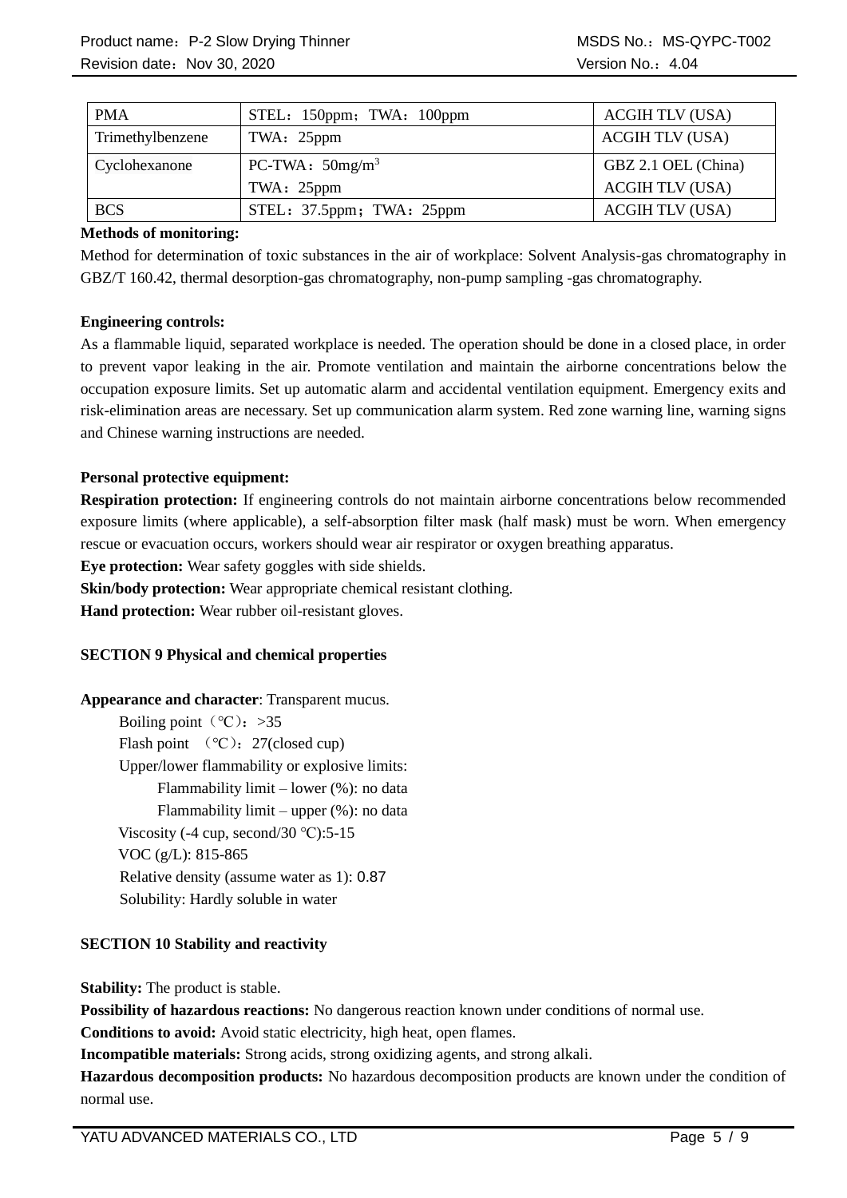| PMA | STEL：150ppm；TWA：100ppm | ACGIH TLV (USA) |
|---|---|---|
| Trimethylbenzene | TWA：25ppm | ACGIH TLV (USA) |
| Cyclohexanone | PC-TWA：50mg/m$^3$<br>TWA：25ppm | GBZ 2.1 OEL (China)<br>ACGIH TLV (USA) |
| BCS | STEL：37.5ppm；TWA：25ppm | ACGIH TLV (USA) |

**Methods of monitoring:**

Method for determination of toxic substances in the air of workplace: Solvent Analysis-gas chromatography in GBZ/T 160.42, thermal desorption-gas chromatography, non-pump sampling -gas chromatography.

**Engineering controls:**

As a flammable liquid, separated workplace is needed. The operation should be done in a closed place, in order to prevent vapor leaking in the air. Promote ventilation and maintain the airborne concentrations below the occupation exposure limits. Set up automatic alarm and accidental ventilation equipment. Emergency exits and risk-elimination areas are necessary. Set up communication alarm system. Red zone warning line, warning signs and Chinese warning instructions are needed.

**Personal protective equipment:**

**Respiration protection:** If engineering controls do not maintain airborne concentrations below recommended exposure limits (where applicable), a self-absorption filter mask (half mask) must be worn. When emergency rescue or evacuation occurs, workers should wear air respirator or oxygen breathing apparatus.

**Eye protection:** Wear safety goggles with side shields.

**Skin/body protection:** Wear appropriate chemical resistant clothing.

**Hand protection:** Wear rubber oil-resistant gloves.

**SECTION 9 Physical and chemical properties**

**Appearance and character**: Transparent mucus.

Boiling point（℃）：>35

Flash point （℃）：27(closed cup)

Upper/lower flammability or explosive limits:

Flammability limit – lower (%): no data

Flammability limit – upper (%): no data

Viscosity (-4 cup, second/30 ℃):5-15

VOC (g/L): 815-865

Relative density (assume water as 1): 0.87

Solubility: Hardly soluble in water

**SECTION 10 Stability and reactivity**

**Stability:** The product is stable.

**Possibility of hazardous reactions:** No dangerous reaction known under conditions of normal use.

**Conditions to avoid:** Avoid static electricity, high heat, open flames.

**Incompatible materials:** Strong acids, strong oxidizing agents, and strong alkali.

**Hazardous decomposition products:** No hazardous decomposition products are known under the condition of normal use.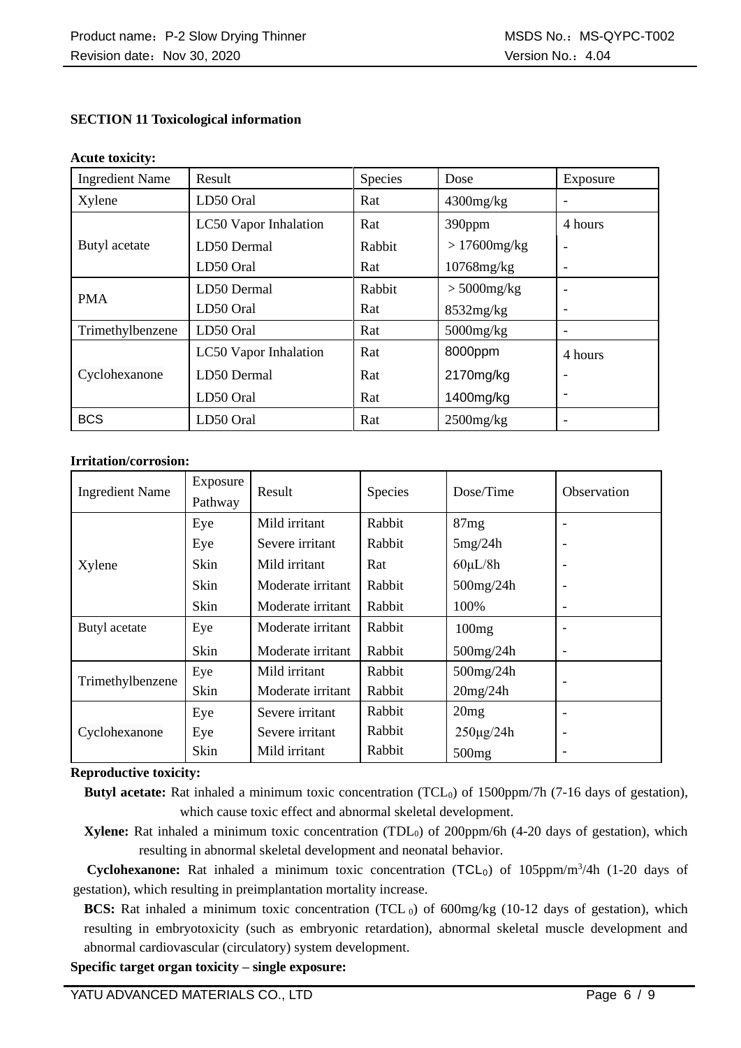**SECTION 11 Toxicological information**

**Acute toxicity:**

| Ingredient Name | Result | Species | Dose | Exposure |
|---|---|---|---|---|
| Xylene | LD50 Oral | Rat | 4300mg/kg | - |
| Butyl acetate | LC50 Vapor Inhalation<br>LD50 Dermal<br>LD50 Oral | Rat<br>Rabbit<br>Rat | 390ppm<br>＞17600mg/kg<br>10768mg/kg | 4 hours<br>-<br>- |
| PMA | LD50 Dermal<br>LD50 Oral | Rabbit<br>Rat | ＞5000mg/kg<br>8532mg/kg | -<br>- |
| Trimethylbenzene | LD50 Oral | Rat | 5000mg/kg | - |
| Cyclohexanone | LC50 Vapor Inhalation<br>LD50 Dermal<br>LD50 Oral | Rat<br>Rat<br>Rat | 8000ppm<br>2170mg/kg<br>1400mg/kg | 4 hours<br>-<br>- |
| BCS | LD50 Oral | Rat | 2500mg/kg | - |

**Irritation/corrosion:**

| Ingredient Name | Exposure Pathway | Result | Species | Dose/Time | Observation |
|---|---|---|---|---|---|
| Xylene | Eye<br>Eye<br>Skin<br>Skin<br>Skin | Mild irritant<br>Severe irritant<br>Mild irritant<br>Moderate irritant<br>Moderate irritant | Rabbit<br>Rabbit<br>Rat<br>Rabbit<br>Rabbit | 87mg<br>5mg/24h<br>60μL/8h<br>500mg/24h<br>100% | -<br>-<br>-<br>-<br>- |
| Butyl acetate | Eye<br>Skin | Moderate irritant<br>Moderate irritant | Rabbit<br>Rabbit | 100mg<br>500mg/24h | -<br>- |
| Trimethylbenzene | Eye<br>Skin | Mild irritant<br>Moderate irritant | Rabbit<br>Rabbit | 500mg/24h<br>20mg/24h | - |
| Cyclohexanone | Eye<br>Eye<br>Skin | Severe irritant<br>Severe irritant<br>Mild irritant | Rabbit<br>Rabbit<br>Rabbit | 20mg<br>250μg/24h<br>500mg | -<br>-<br>- |

**Reproductive toxicity:**

**Butyl acetate:** Rat inhaled a minimum toxic concentration ($TCL_0$) of 1500ppm/7h (7-16 days of gestation), which cause toxic effect and abnormal skeletal development.

**Xylene:** Rat inhaled a minimum toxic concentration ($TDL_0$) of 200ppm/6h (4-20 days of gestation), which resulting in abnormal skeletal development and neonatal behavior.

**Cyclohexanone:** Rat inhaled a minimum toxic concentration ($TCL_0$) of 105ppm/$m^3$/4h (1-20 days of gestation), which resulting in preimplantation mortality increase.

**BCS:** Rat inhaled a minimum toxic concentration ($TCL_0$) of 600mg/kg (10-12 days of gestation), which resulting in embryotoxicity (such as embryonic retardation), abnormal skeletal muscle development and abnormal cardiovascular (circulatory) system development.

**Specific target organ toxicity – single exposure:**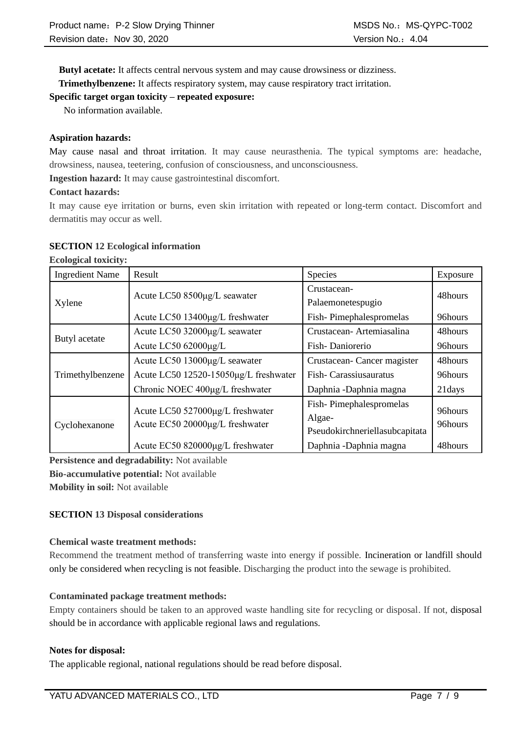**Butyl acetate:** It affects central nervous system and may cause drowsiness or dizziness.

**Trimethylbenzene:** It affects respiratory system, may cause respiratory tract irritation.

**Specific target organ toxicity – repeated exposure:**

No information available.

**Aspiration hazards:**

May cause nasal and throat irritation. It may cause neurasthenia. The typical symptoms are: headache, drowsiness, nausea, teetering, confusion of consciousness, and unconsciousness.

**Ingestion hazard:** It may cause gastrointestinal discomfort.

**Contact hazards:**

It may cause eye irritation or burns, even skin irritation with repeated or long-term contact. Discomfort and dermatitis may occur as well.

## SECTION 12 Ecological information

**Ecological toxicity:**

| Ingredient Name | Result | Species | Exposure |
|---|---|---|---|
| Xylene | Acute LC50 8500μg/L seawater | Crustacean-Palaemonetespugio | 48hours |
| | Acute LC50 13400μg/L freshwater | Fish- Pimephalespromelas | 96hours |
| Butyl acetate | Acute LC50 32000μg/L seawater | Crustacean- Artemiasalina | 48hours |
| | Acute LC50 62000μg/L | Fish- Daniorerio | 96hours |
| Trimethylbenzene | Acute LC50 13000μg/L seawater | Crustacean- Cancer magister | 48hours |
| | Acute LC50 12520-15050μg/L freshwater | Fish- Carassiusauratus | 96hours |
| | Chronic NOEC 400μg/L freshwater | Daphnia -Daphnia magna | 21days |
| Cyclohexanone | Acute LC50 527000μg/L freshwater | Fish- Pimephalespromelas | 96hours |
| | Acute EC50 20000μg/L freshwater | Algae-Pseudokirchneriellasubcapitata | 96hours |
| | Acute EC50 820000μg/L freshwater | Daphnia -Daphnia magna | 48hours |

**Persistence and degradability:** Not available

**Bio-accumulative potential:** Not available

**Mobility in soil:** Not available

## SECTION 13 Disposal considerations

**Chemical waste treatment methods:**

Recommend the treatment method of transferring waste into energy if possible. Incineration or landfill should only be considered when recycling is not feasible. Discharging the product into the sewage is prohibited.

**Contaminated package treatment methods:**

Empty containers should be taken to an approved waste handling site for recycling or disposal. If not, disposal should be in accordance with applicable regional laws and regulations.

**Notes for disposal:**

The applicable regional, national regulations should be read before disposal.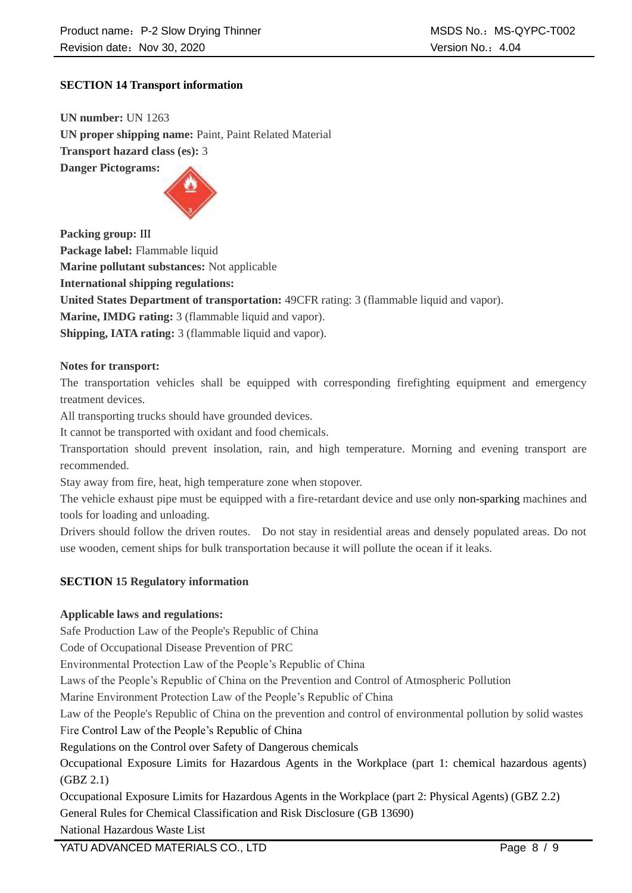## SECTION 14 Transport information

**UN number:** UN 1263

**UN proper shipping name:** Paint, Paint Related Material

**Transport hazard class (es):** 3

**Danger Pictograms:**

**Packing group:** III

**Package label:** Flammable liquid

**Marine pollutant substances:** Not applicable

**International shipping regulations:**

**United States Department of transportation:** 49CFR rating: 3 (flammable liquid and vapor).

**Marine, IMDG rating:** 3 (flammable liquid and vapor).

**Shipping, IATA rating:** 3 (flammable liquid and vapor).

**Notes for transport:**

The transportation vehicles shall be equipped with corresponding firefighting equipment and emergency treatment devices.

All transporting trucks should have grounded devices.

It cannot be transported with oxidant and food chemicals.

Transportation should prevent insolation, rain, and high temperature. Morning and evening transport are recommended.

Stay away from fire, heat, high temperature zone when stopover.

The vehicle exhaust pipe must be equipped with a fire-retardant device and use only non-sparking machines and tools for loading and unloading.

Drivers should follow the driven routes. Do not stay in residential areas and densely populated areas. Do not use wooden, cement ships for bulk transportation because it will pollute the ocean if it leaks.

## SECTION 15 Regulatory information

**Applicable laws and regulations:**

Safe Production Law of the People's Republic of China

Code of Occupational Disease Prevention of PRC

Environmental Protection Law of the People's Republic of China

Laws of the People's Republic of China on the Prevention and Control of Atmospheric Pollution

Marine Environment Protection Law of the People's Republic of China

Law of the People's Republic of China on the prevention and control of environmental pollution by solid wastes

Fire Control Law of the People's Republic of China

Regulations on the Control over Safety of Dangerous chemicals

Occupational Exposure Limits for Hazardous Agents in the Workplace (part 1: chemical hazardous agents) (GBZ 2.1)

Occupational Exposure Limits for Hazardous Agents in the Workplace (part 2: Physical Agents) (GBZ 2.2)

General Rules for Chemical Classification and Risk Disclosure (GB 13690)

National Hazardous Waste List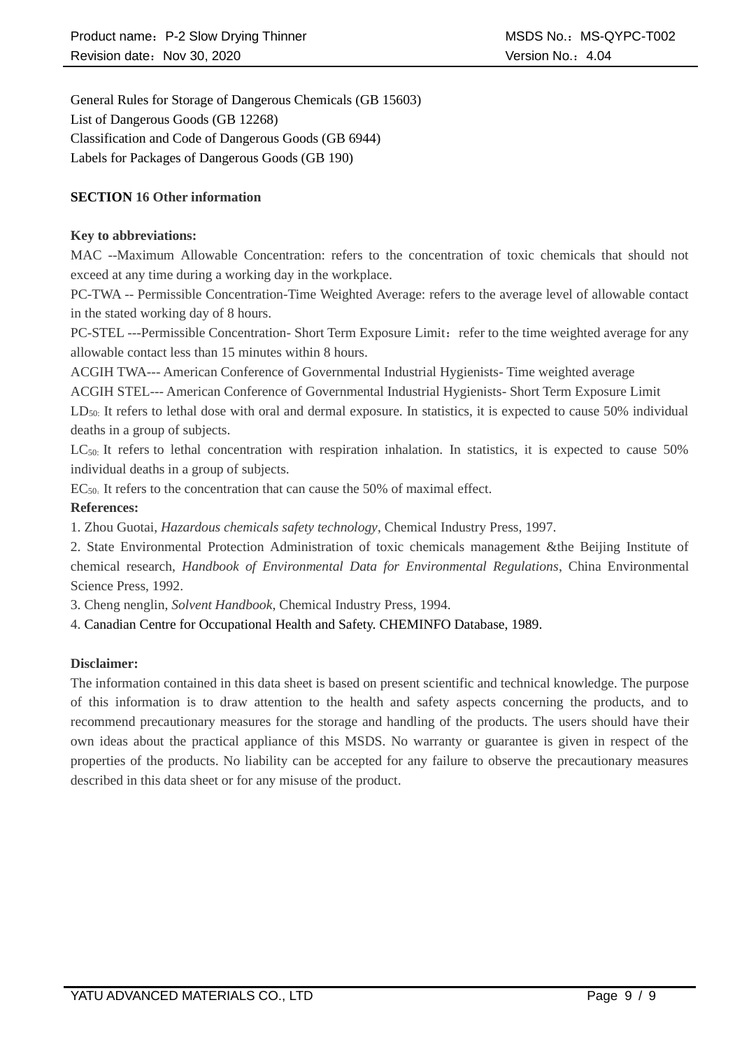General Rules for Storage of Dangerous Chemicals (GB 15603)
List of Dangerous Goods (GB 12268)
Classification and Code of Dangerous Goods (GB 6944)
Labels for Packages of Dangerous Goods (GB 190)

## SECTION 16 Other information

**Key to abbreviations:**

MAC --Maximum Allowable Concentration: refers to the concentration of toxic chemicals that should not exceed at any time during a working day in the workplace.

PC-TWA -- Permissible Concentration-Time Weighted Average: refers to the average level of allowable contact in the stated working day of 8 hours.

PC-STEL ---Permissible Concentration- Short Term Exposure Limit：refer to the time weighted average for any allowable contact less than 15 minutes within 8 hours.

ACGIH TWA--- American Conference of Governmental Industrial Hygienists- Time weighted average

ACGIH STEL--- American Conference of Governmental Industrial Hygienists- Short Term Exposure Limit

$LD_{50}$: It refers to lethal dose with oral and dermal exposure. In statistics, it is expected to cause 50% individual deaths in a group of subjects.

$LC_{50}$: It refers to lethal concentration with respiration inhalation. In statistics, it is expected to cause 50% individual deaths in a group of subjects.

$EC_{50}$: It refers to the concentration that can cause the 50% of maximal effect.

**References:**

1. Zhou Guotai, *Hazardous chemicals safety technology*, Chemical Industry Press, 1997.
2. State Environmental Protection Administration of toxic chemicals management &the Beijing Institute of chemical research, *Handbook of Environmental Data for Environmental Regulations*, China Environmental Science Press, 1992.
3. Cheng nenglin, *Solvent Handbook*, Chemical Industry Press, 1994.
4. Canadian Centre for Occupational Health and Safety. CHEMINFO Database, 1989.

**Disclaimer:**

The information contained in this data sheet is based on present scientific and technical knowledge. The purpose of this information is to draw attention to the health and safety aspects concerning the products, and to recommend precautionary measures for the storage and handling of the products. The users should have their own ideas about the practical appliance of this MSDS. No warranty or guarantee is given in respect of the properties of the products. No liability can be accepted for any failure to observe the precautionary measures described in this data sheet or for any misuse of the product.